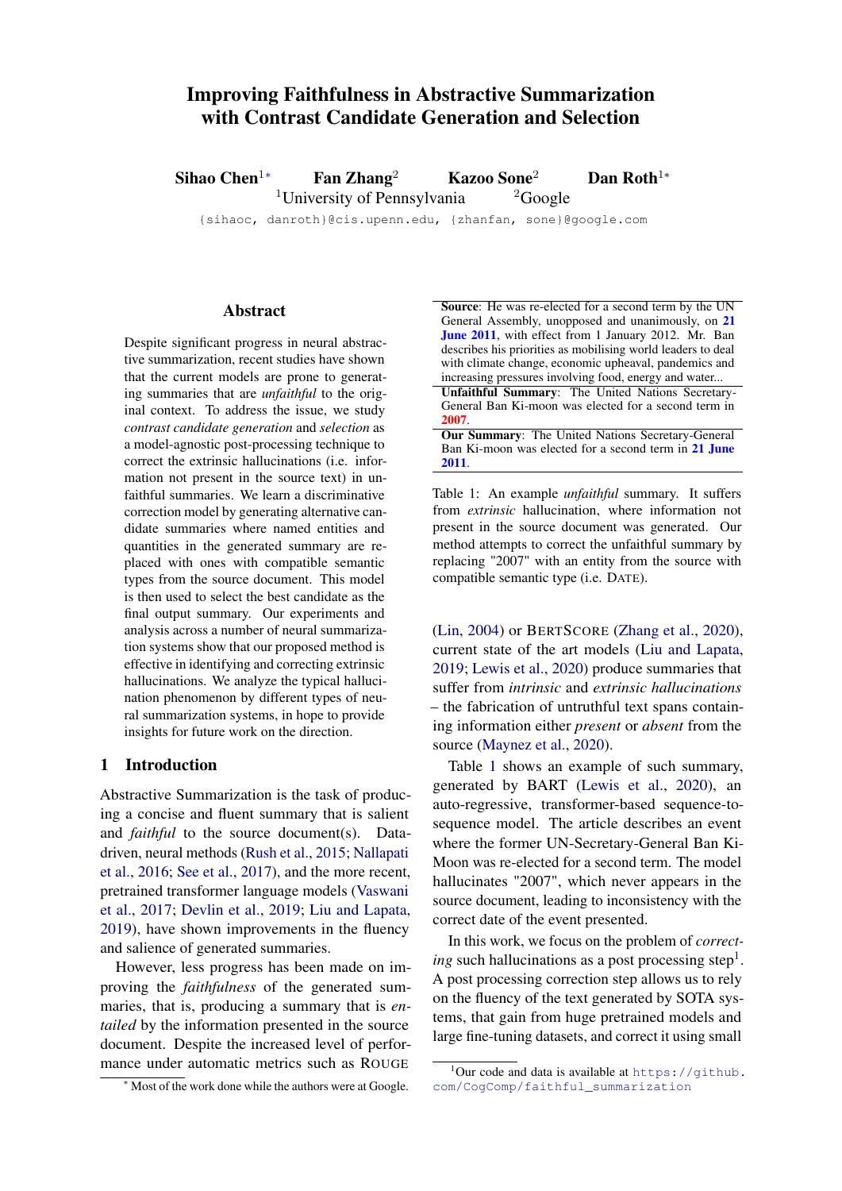# Improving Faithfulness in Abstractive Summarization with Contrast Candidate Generation and Selection

**Sihao Chen**[1*] **Fan Zhang**[2] **Kazoo Sone**[2] **Dan Roth**[1*]

[1]University of Pennsylvania [2]Google

{sihaoc, danroth}@cis.upenn.edu, {zhanfan, sone}@google.com

## Abstract

Despite significant progress in neural abstractive summarization, recent studies have shown that the current models are prone to generating summaries that are *unfaithful* to the original context. To address the issue, we study *contrast candidate generation* and *selection* as a model-agnostic post-processing technique to correct the extrinsic hallucinations (i.e. information not present in the source text) in unfaithful summaries. We learn a discriminative correction model by generating alternative candidate summaries where named entities and quantities in the generated summary are replaced with ones with compatible semantic types from the source document. This model is then used to select the best candidate as the final output summary. Our experiments and analysis across a number of neural summarization systems show that our proposed method is effective in identifying and correcting extrinsic hallucinations. We analyze the typical hallucination phenomenon by different types of neural summarization systems, in hope to provide insights for future work on the direction.

## 1 Introduction

Abstractive Summarization is the task of producing a concise and fluent summary that is salient and *faithful* to the source document(s). Data-driven, neural methods (Rush et al., 2015; Nallapati et al., 2016; See et al., 2017), and the more recent, pretrained transformer language models (Vaswani et al., 2017; Devlin et al., 2019; Liu and Lapata, 2019), have shown improvements in the fluency and salience of generated summaries.

However, less progress has been made on improving the *faithfulness* of the generated summaries, that is, producing a summary that is *entailed* by the information presented in the source document. Despite the increased level of performance under automatic metrics such as ROUGE (Lin, 2004) or BERTSCORE (Zhang et al., 2020), current state of the art models (Liu and Lapata, 2019; Lewis et al., 2020) produce summaries that suffer from *intrinsic* and *extrinsic hallucinations* – the fabrication of untruthful text spans containing information either *present* or *absent* from the source (Maynez et al., 2020).

| |
|---|
| **Source**: He was re-elected for a second term by the UN General Assembly, unopposed and unanimously, on **21 June 2011**, with effect from 1 January 2012. Mr. Ban describes his priorities as mobilising world leaders to deal with climate change, economic upheaval, pandemics and increasing pressures involving food, energy and water... |
| **Unfaithful Summary**: The United Nations Secretary-General Ban Ki-moon was elected for a second term in **2007**. |
| **Our Summary**: The United Nations Secretary-General Ban Ki-moon was elected for a second term in **21 June 2011**. |

Table 1: An example *unfaithful* summary. It suffers from *extrinsic* hallucination, where information not present in the source document was generated. Our method attempts to correct the unfaithful summary by replacing "2007" with an entity from the source with compatible semantic type (i.e. DATE).

Table 1 shows an example of such summary, generated by BART (Lewis et al., 2020), an auto-regressive, transformer-based sequence-to-sequence model. The article describes an event where the former UN-Secretary-General Ban Ki-Moon was re-elected for a second term. The model hallucinates "2007", which never appears in the source document, leading to inconsistency with the correct date of the event presented.

In this work, we focus on the problem of *correcting* such hallucinations as a post processing step[1]. A post processing correction step allows us to rely on the fluency of the text generated by SOTA systems, that gain from huge pretrained models and large fine-tuning datasets, and correct it using small

[*] Most of the work done while the authors were at Google.

[1]Our code and data is available at https://github.com/CogComp/faithful_summarization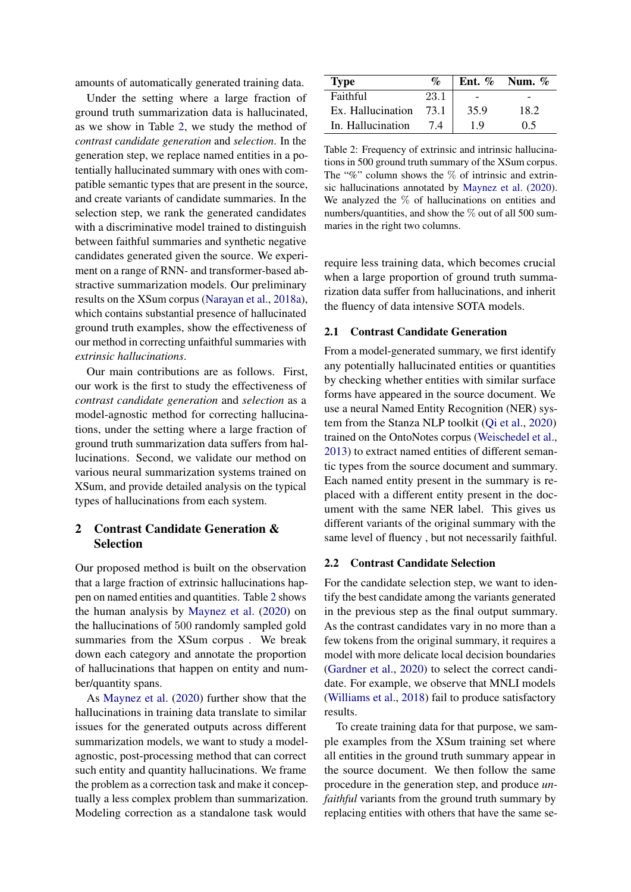amounts of automatically generated training data.

Under the setting where a large fraction of ground truth summarization data is hallucinated, as we show in Table 2, we study the method of *contrast candidate generation* and *selection*. In the generation step, we replace named entities in a potentially hallucinated summary with ones with compatible semantic types that are present in the source, and create variants of candidate summaries. In the selection step, we rank the generated candidates with a discriminative model trained to distinguish between faithful summaries and synthetic negative candidates generated given the source. We experiment on a range of RNN- and transformer-based abstractive summarization models. Our preliminary results on the XSum corpus (Narayan et al., 2018a), which contains substantial presence of hallucinated ground truth examples, show the effectiveness of our method in correcting unfaithful summaries with *extrinsic hallucinations*.

Our main contributions are as follows. First, our work is the first to study the effectiveness of *contrast candidate generation* and *selection* as a model-agnostic method for correcting hallucinations, under the setting where a large fraction of ground truth summarization data suffers from hallucinations. Second, we validate our method on various neural summarization systems trained on XSum, and provide detailed analysis on the typical types of hallucinations from each system.

## 2 Contrast Candidate Generation & Selection

Our proposed method is built on the observation that a large fraction of extrinsic hallucinations happen on named entities and quantities. Table 2 shows the human analysis by Maynez et al. (2020) on the hallucinations of 500 randomly sampled gold summaries from the XSum corpus . We break down each category and annotate the proportion of hallucinations that happen on entity and number/quantity spans.

As Maynez et al. (2020) further show that the hallucinations in training data translate to similar issues for the generated outputs across different summarization models, we want to study a model-agnostic, post-processing method that can correct such entity and quantity hallucinations. We frame the problem as a correction task and make it conceptually a less complex problem than summarization. Modeling correction as a standalone task would require less training data, which becomes crucial when a large proportion of ground truth summarization data suffer from hallucinations, and inherit the fluency of data intensive SOTA models.

| Type | % | Ent. % | Num. % |
|---|---|---|---|
| Faithful | 23.1 | - | - |
| Ex. Hallucination | 73.1 | 35.9 | 18.2 |
| In. Hallucination | 7.4 | 1.9 | 0.5 |

Table 2: Frequency of extrinsic and intrinsic hallucinations in 500 ground truth summary of the XSum corpus. The "%" column shows the % of intrinsic and extrinsic hallucinations annotated by Maynez et al. (2020). We analyzed the % of hallucinations on entities and numbers/quantities, and show the % out of all 500 summaries in the right two columns.

### 2.1 Contrast Candidate Generation

From a model-generated summary, we first identify any potentially hallucinated entities or quantities by checking whether entities with similar surface forms have appeared in the source document. We use a neural Named Entity Recognition (NER) system from the Stanza NLP toolkit (Qi et al., 2020) trained on the OntoNotes corpus (Weischedel et al., 2013) to extract named entities of different semantic types from the source document and summary. Each named entity present in the summary is replaced with a different entity present in the document with the same NER label. This gives us different variants of the original summary with the same level of fluency , but not necessarily faithful.

### 2.2 Contrast Candidate Selection

For the candidate selection step, we want to identify the best candidate among the variants generated in the previous step as the final output summary. As the contrast candidates vary in no more than a few tokens from the original summary, it requires a model with more delicate local decision boundaries (Gardner et al., 2020) to select the correct candidate. For example, we observe that MNLI models (Williams et al., 2018) fail to produce satisfactory results.

To create training data for that purpose, we sample examples from the XSum training set where all entities in the ground truth summary appear in the source document. We then follow the same procedure in the generation step, and produce *unfaithful* variants from the ground truth summary by replacing entities with others that have the same se-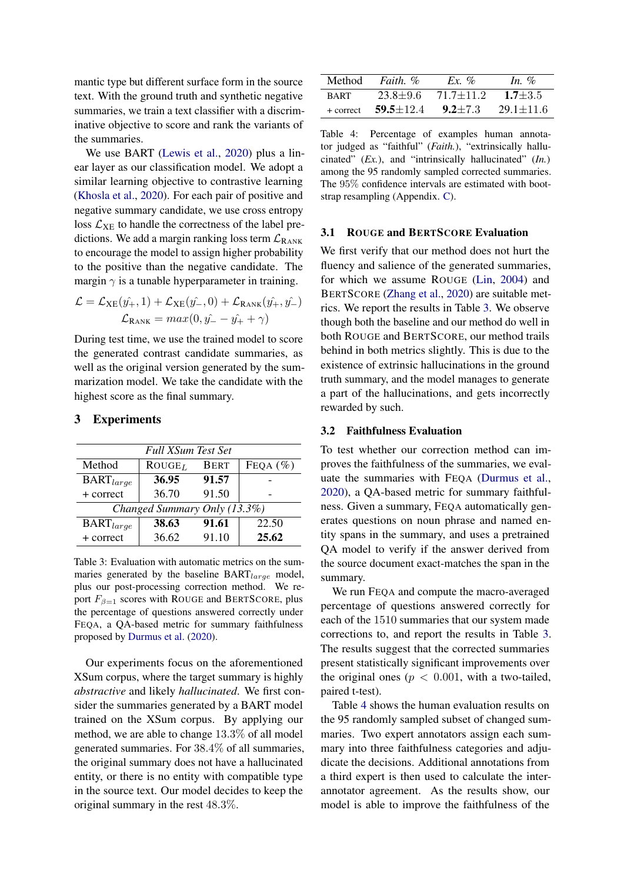mantic type but different surface form in the source text. With the ground truth and synthetic negative summaries, we train a text classifier with a discriminative objective to score and rank the variants of the summaries.

We use BART (Lewis et al., 2020) plus a linear layer as our classification model. We adopt a similar learning objective to contrastive learning (Khosla et al., 2020). For each pair of positive and negative summary candidate, we use cross entropy loss $\mathcal{L}_{\text{XE}}$ to handle the correctness of the label predictions. We add a margin ranking loss term $\mathcal{L}_{\text{RANK}}$ to encourage the model to assign higher probability to the positive than the negative candidate. The margin $\gamma$ is a tunable hyperparameter in training.

$$\mathcal{L} = \mathcal{L}_{\text{XE}}(\hat{y_+}, 1) + \mathcal{L}_{\text{XE}}(\hat{y_-}, 0) + \mathcal{L}_{\text{RANK}}(\hat{y_+}, \hat{y_-})$$
$$\mathcal{L}_{\text{RANK}} = max(0, \hat{y_-} - \hat{y_+} + \gamma)$$

During test time, we use the trained model to score the generated contrast candidate summaries, as well as the original version generated by the summarization model. We take the candidate with the highest score as the final summary.

## 3 Experiments

| *Full XSum Test Set* | | | |
|---|---|---|---|
| Method | ROUGE$_L$ | BERT | FEQA (%) |
| BART$_{large}$ | **36.95** | **91.57** | - |
| + correct | 36.70 | 91.50 | - |
| *Changed Summary Only (13.3%)* | | | |
| BART$_{large}$ | **38.63** | **91.61** | 22.50 |
| + correct | 36.62 | 91.10 | **25.62** |

Table 3: Evaluation with automatic metrics on the summaries generated by the baseline BART$_{large}$ model, plus our post-processing correction method. We report $F_{\beta=1}$ scores with ROUGE and BERTSCORE, plus the percentage of questions answered correctly under FEQA, a QA-based metric for summary faithfulness proposed by Durmus et al. (2020).

Our experiments focus on the aforementioned XSum corpus, where the target summary is highly *abstractive* and likely *hallucinated*. We first consider the summaries generated by a BART model trained on the XSum corpus. By applying our method, we are able to change 13.3% of all model generated summaries. For 38.4% of all summaries, the original summary does not have a hallucinated entity, or there is no entity with compatible type in the source text. Our model decides to keep the original summary in the rest 48.3%.

| Method | *Faith.* % | *Ex.* % | *In.* % |
|---|---|---|---|
| BART | 23.8±9.6 | 71.7±11.2 | **1.7**±3.5 |
| + correct | **59.5**±12.4 | **9.2**±7.3 | 29.1±11.6 |

Table 4: Percentage of examples human annotator judged as "faithful" (*Faith.*), "extrinsically hallucinated" (*Ex.*), and "intrinsically hallucinated" (*In.*) among the 95 randomly sampled corrected summaries. The 95% confidence intervals are estimated with bootstrap resampling (Appendix. C).

### 3.1 ROUGE and BERTSCORE Evaluation

We first verify that our method does not hurt the fluency and salience of the generated summaries, for which we assume ROUGE (Lin, 2004) and BERTSCORE (Zhang et al., 2020) are suitable metrics. We report the results in Table 3. We observe though both the baseline and our method do well in both ROUGE and BERTSCORE, our method trails behind in both metrics slightly. This is due to the existence of extrinsic hallucinations in the ground truth summary, and the model manages to generate a part of the hallucinations, and gets incorrectly rewarded by such.

### 3.2 Faithfulness Evaluation

To test whether our correction method can improves the faithfulness of the summaries, we evaluate the summaries with FEQA (Durmus et al., 2020), a QA-based metric for summary faithfulness. Given a summary, FEQA automatically generates questions on noun phrase and named entity spans in the summary, and uses a pretrained QA model to verify if the answer derived from the source document exact-matches the span in the summary.

We run FEQA and compute the macro-averaged percentage of questions answered correctly for each of the 1510 summaries that our system made corrections to, and report the results in Table 3. The results suggest that the corrected summaries present statistically significant improvements over the original ones ($p < 0.001$, with a two-tailed, paired t-test).

Table 4 shows the human evaluation results on the 95 randomly sampled subset of changed summaries. Two expert annotators assign each summary into three faithfulness categories and adjudicate the decisions. Additional annotations from a third expert is then used to calculate the inter-annotator agreement. As the results show, our model is able to improve the faithfulness of the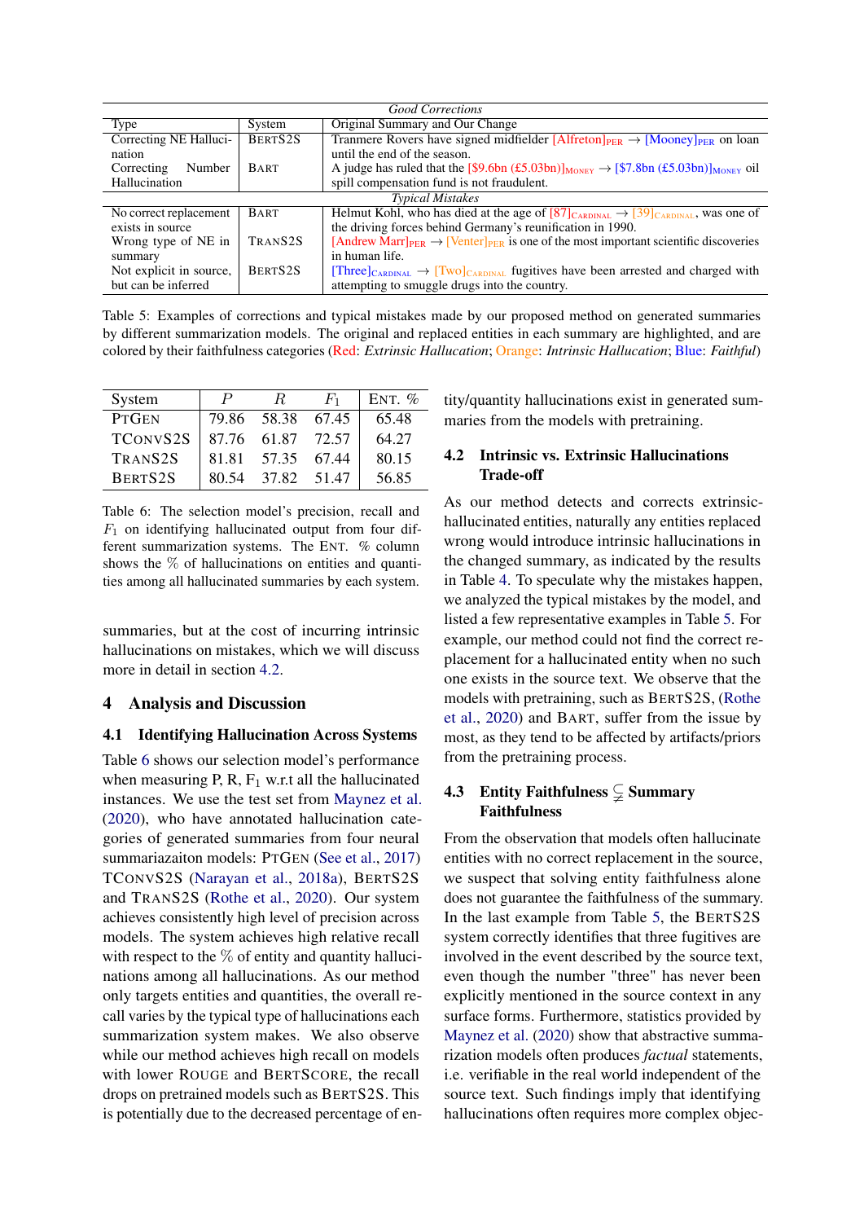| Good Corrections | | |
|---|---|---|
| Type | System | Original Summary and Our Change |
| Correcting NE Hallucination | BERTS2S | Tranmere Rovers have signed midfielder [Alfreton]$_{\text{PER}}$ → [Mooney]$_{\text{PER}}$ on loan until the end of the season. |
| Correcting Number Hallucination | BART | A judge has ruled that the [\$9.6bn (£5.03bn)]$_{\text{MONEY}}$ → [\$7.8bn (£5.03bn)]$_{\text{MONEY}}$ oil spill compensation fund is not fraudulent. |
| Typical Mistakes | | |
| No correct replacement exists in source | BART | Helmut Kohl, who has died at the age of [87]$_{\text{CARDINAL}}$ → [39]$_{\text{CARDINAL}}$, was one of the driving forces behind Germany's reunification in 1990. |
| Wrong type of NE in summary | TRANS2S | [Andrew Marr]$_{\text{PER}}$ → [Venter]$_{\text{PER}}$ is one of the most important scientific discoveries in human life. |
| Not explicit in source, but can be inferred | BERTS2S | [Three]$_{\text{CARDINAL}}$ → [Two]$_{\text{CARDINAL}}$ fugitives have been arrested and charged with attempting to smuggle drugs into the country. |

Table 5: Examples of corrections and typical mistakes made by our proposed method on generated summaries by different summarization models. The original and replaced entities in each summary are highlighted, and are colored by their faithfulness categories (Red: *Extrinsic Hallucination*; Orange: *Intrinsic Hallucination*; Blue: *Faithful*)

| System | $P$ | $R$ | $F_1$ | ENT. % |
|---|---|---|---|---|
| PTGEN | 79.86 | 58.38 | 67.45 | 65.48 |
| TCONVS2S | 87.76 | 61.87 | 72.57 | 64.27 |
| TRANS2S | 81.81 | 57.35 | 67.44 | 80.15 |
| BERTS2S | 80.54 | 37.82 | 51.47 | 56.85 |

Table 6: The selection model's precision, recall and $F_1$ on identifying hallucinated output from four different summarization systems. The ENT. % column shows the % of hallucinations on entities and quantities among all hallucinated summaries by each system.

summaries, but at the cost of incurring intrinsic hallucinations on mistakes, which we will discuss more in detail in section 4.2.

## 4 Analysis and Discussion

### 4.1 Identifying Hallucination Across Systems

Table 6 shows our selection model's performance when measuring P, R, $F_1$ w.r.t all the hallucinated instances. We use the test set from Maynez et al. (2020), who have annotated hallucination categories of generated summaries from four neural summariazaiton models: PTGEN (See et al., 2017) TCONVS2S (Narayan et al., 2018a), BERTS2S and TRANS2S (Rothe et al., 2020). Our system achieves consistently high level of precision across models. The system achieves high relative recall with respect to the % of entity and quantity hallucinations among all hallucinations. As our method only targets entities and quantities, the overall recall varies by the typical type of hallucinations each summarization system makes. We also observe while our method achieves high recall on models with lower ROUGE and BERTSCORE, the recall drops on pretrained models such as BERTS2S. This is potentially due to the decreased percentage of entity/quantity hallucinations exist in generated summaries from the models with pretraining.

### 4.2 Intrinsic vs. Extrinsic Hallucinations Trade-off

As our method detects and corrects extrinsic-hallucinated entities, naturally any entities replaced wrong would introduce intrinsic hallucinations in the changed summary, as indicated by the results in Table 4. To speculate why the mistakes happen, we analyzed the typical mistakes by the model, and listed a few representative examples in Table 5. For example, our method could not find the correct replacement for a hallucinated entity when no such one exists in the source text. We observe that the models with pretraining, such as BERTS2S, (Rothe et al., 2020) and BART, suffer from the issue by most, as they tend to be affected by artifacts/priors from the pretraining process.

### 4.3 Entity Faithfulness $\subsetneq$ Summary Faithfulness

From the observation that models often hallucinate entities with no correct replacement in the source, we suspect that solving entity faithfulness alone does not guarantee the faithfulness of the summary. In the last example from Table 5, the BERTS2S system correctly identifies that three fugitives are involved in the event described by the source text, even though the number "three" has never been explicitly mentioned in the source context in any surface forms. Furthermore, statistics provided by Maynez et al. (2020) show that abstractive summarization models often produces *factual* statements, i.e. verifiable in the real world independent of the source text. Such findings imply that identifying hallucinations often requires more complex objec-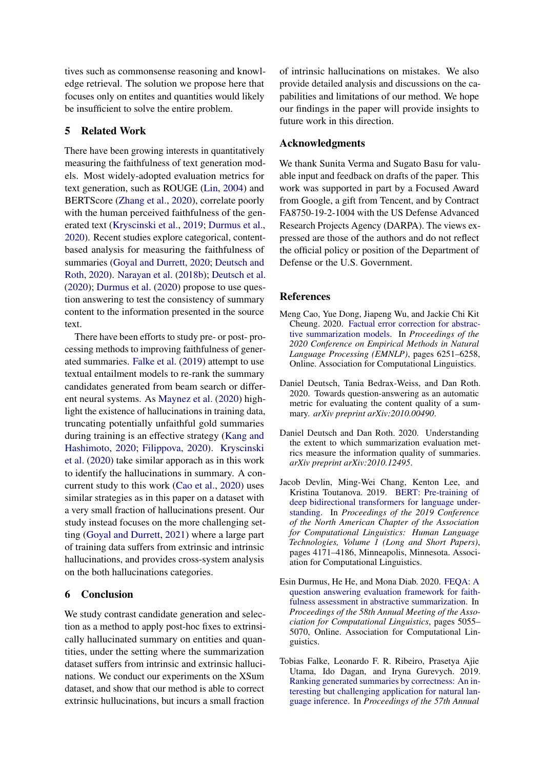tives such as commonsense reasoning and knowledge retrieval. The solution we propose here that focuses only on entites and quantities would likely be insufficient to solve the entire problem.

## 5 Related Work

There have been growing interests in quantitatively measuring the faithfulness of text generation models. Most widely-adopted evaluation metrics for text generation, such as ROUGE (Lin, 2004) and BERTScore (Zhang et al., 2020), correlate poorly with the human perceived faithfulness of the generated text (Kryscinski et al., 2019; Durmus et al., 2020). Recent studies explore categorical, content-based analysis for measuring the faithfulness of summaries (Goyal and Durrett, 2020; Deutsch and Roth, 2020). Narayan et al. (2018b); Deutsch et al. (2020); Durmus et al. (2020) propose to use question answering to test the consistency of summary content to the information presented in the source text.

There have been efforts to study pre- or post- processing methods to improving faithfulness of generated summaries. Falke et al. (2019) attempt to use textual entailment models to re-rank the summary candidates generated from beam search or different neural systems. As Maynez et al. (2020) highlight the existence of hallucinations in training data, truncating potentially unfaithful gold summaries during training is an effective strategy (Kang and Hashimoto, 2020; Filippova, 2020). Kryscinski et al. (2020) take similar approach as in this work to identify the hallucinations in summary. A concurrent study to this work (Cao et al., 2020) uses similar strategies as in this paper on a dataset with a very small fraction of hallucinations present. Our study instead focuses on the more challenging setting (Goyal and Durrett, 2021) where a large part of training data suffers from extrinsic and intrinsic hallucinations, and provides cross-system analysis on the both hallucinations categories.

## 6 Conclusion

We study contrast candidate generation and selection as a method to apply post-hoc fixes to extrinsically hallucinated summary on entities and quantities, under the setting where the summarization dataset suffers from intrinsic and extrinsic hallucinations. We conduct our experiments on the XSum dataset, and show that our method is able to correct extrinsic hullucinations, but incurs a small fraction of intrinsic hallucinations on mistakes. We also provide detailed analysis and discussions on the capabilities and limitations of our method. We hope our findings in the paper will provide insights to future work in this direction.

## Acknowledgments

We thank Sunita Verma and Sugato Basu for valuable input and feedback on drafts of the paper. This work was supported in part by a Focused Award from Google, a gift from Tencent, and by Contract FA8750-19-2-1004 with the US Defense Advanced Research Projects Agency (DARPA). The views expressed are those of the authors and do not reflect the official policy or position of the Department of Defense or the U.S. Government.

## References

Meng Cao, Yue Dong, Jiapeng Wu, and Jackie Chi Kit Cheung. 2020. Factual error correction for abstractive summarization models. In *Proceedings of the 2020 Conference on Empirical Methods in Natural Language Processing (EMNLP)*, pages 6251–6258, Online. Association for Computational Linguistics.

Daniel Deutsch, Tania Bedrax-Weiss, and Dan Roth. 2020. Towards question-answering as an automatic metric for evaluating the content quality of a summary. *arXiv preprint arXiv:2010.00490*.

Daniel Deutsch and Dan Roth. 2020. Understanding the extent to which summarization evaluation metrics measure the information quality of summaries. *arXiv preprint arXiv:2010.12495*.

Jacob Devlin, Ming-Wei Chang, Kenton Lee, and Kristina Toutanova. 2019. BERT: Pre-training of deep bidirectional transformers for language understanding. In *Proceedings of the 2019 Conference of the North American Chapter of the Association for Computational Linguistics: Human Language Technologies, Volume 1 (Long and Short Papers)*, pages 4171–4186, Minneapolis, Minnesota. Association for Computational Linguistics.

Esin Durmus, He He, and Mona Diab. 2020. FEQA: A question answering evaluation framework for faithfulness assessment in abstractive summarization. In *Proceedings of the 58th Annual Meeting of the Association for Computational Linguistics*, pages 5055–5070, Online. Association for Computational Linguistics.

Tobias Falke, Leonardo F. R. Ribeiro, Prasetya Ajie Utama, Ido Dagan, and Iryna Gurevych. 2019. Ranking generated summaries by correctness: An interesting but challenging application for natural language inference. In *Proceedings of the 57th Annual*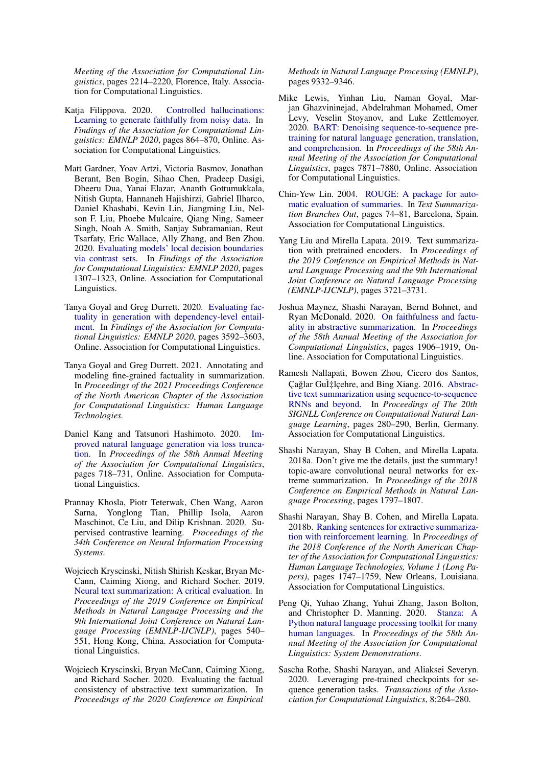Meeting of the Association for Computational Linguistics, pages 2214–2220, Florence, Italy. Association for Computational Linguistics.

Katja Filippova. 2020. Controlled hallucinations: Learning to generate faithfully from noisy data. In *Findings of the Association for Computational Linguistics: EMNLP 2020*, pages 864–870, Online. Association for Computational Linguistics.

Matt Gardner, Yoav Artzi, Victoria Basmov, Jonathan Berant, Ben Bogin, Sihao Chen, Pradeep Dasigi, Dheeru Dua, Yanai Elazar, Ananth Gottumukkala, Nitish Gupta, Hannaneh Hajishirzi, Gabriel Ilharco, Daniel Khashabi, Kevin Lin, Jiangming Liu, Nelson F. Liu, Phoebe Mulcaire, Qiang Ning, Sameer Singh, Noah A. Smith, Sanjay Subramanian, Reut Tsarfaty, Eric Wallace, Ally Zhang, and Ben Zhou. 2020. Evaluating models' local decision boundaries via contrast sets. In *Findings of the Association for Computational Linguistics: EMNLP 2020*, pages 1307–1323, Online. Association for Computational Linguistics.

Tanya Goyal and Greg Durrett. 2020. Evaluating factuality in generation with dependency-level entailment. In *Findings of the Association for Computational Linguistics: EMNLP 2020*, pages 3592–3603, Online. Association for Computational Linguistics.

Tanya Goyal and Greg Durrett. 2021. Annotating and modeling fine-grained factuality in summarization. In *Proceedings of the 2021 Proceedings Conference of the North American Chapter of the Association for Computational Linguistics: Human Language Technologies*.

Daniel Kang and Tatsunori Hashimoto. 2020. Improved natural language generation via loss truncation. In *Proceedings of the 58th Annual Meeting of the Association for Computational Linguistics*, pages 718–731, Online. Association for Computational Linguistics.

Prannay Khosla, Piotr Teterwak, Chen Wang, Aaron Sarna, Yonglong Tian, Phillip Isola, Aaron Maschinot, Ce Liu, and Dilip Krishnan. 2020. Supervised contrastive learning. *Proceedings of the 34th Conference on Neural Information Processing Systems*.

Wojciech Kryscinski, Nitish Shirish Keskar, Bryan McCann, Caiming Xiong, and Richard Socher. 2019. Neural text summarization: A critical evaluation. In *Proceedings of the 2019 Conference on Empirical Methods in Natural Language Processing and the 9th International Joint Conference on Natural Language Processing (EMNLP-IJCNLP)*, pages 540–551, Hong Kong, China. Association for Computational Linguistics.

Wojciech Kryscinski, Bryan McCann, Caiming Xiong, and Richard Socher. 2020. Evaluating the factual consistency of abstractive text summarization. In *Proceedings of the 2020 Conference on Empirical Methods in Natural Language Processing (EMNLP)*, pages 9332–9346.

Mike Lewis, Yinhan Liu, Naman Goyal, Marjan Ghazvininejad, Abdelrahman Mohamed, Omer Levy, Veselin Stoyanov, and Luke Zettlemoyer. 2020. BART: Denoising sequence-to-sequence pretraining for natural language generation, translation, and comprehension. In *Proceedings of the 58th Annual Meeting of the Association for Computational Linguistics*, pages 7871–7880, Online. Association for Computational Linguistics.

Chin-Yew Lin. 2004. ROUGE: A package for automatic evaluation of summaries. In *Text Summarization Branches Out*, pages 74–81, Barcelona, Spain. Association for Computational Linguistics.

Yang Liu and Mirella Lapata. 2019. Text summarization with pretrained encoders. In *Proceedings of the 2019 Conference on Empirical Methods in Natural Language Processing and the 9th International Joint Conference on Natural Language Processing (EMNLP-IJCNLP)*, pages 3721–3731.

Joshua Maynez, Shashi Narayan, Bernd Bohnet, and Ryan McDonald. 2020. On faithfulness and factuality in abstractive summarization. In *Proceedings of the 58th Annual Meeting of the Association for Computational Linguistics*, pages 1906–1919, Online. Association for Computational Linguistics.

Ramesh Nallapati, Bowen Zhou, Cicero dos Santos, Çağlar GuÌ‡lçehre, and Bing Xiang. 2016. Abstractive text summarization using sequence-to-sequence RNNs and beyond. In *Proceedings of The 20th SIGNLL Conference on Computational Natural Language Learning*, pages 280–290, Berlin, Germany. Association for Computational Linguistics.

Shashi Narayan, Shay B Cohen, and Mirella Lapata. 2018a. Don't give me the details, just the summary! topic-aware convolutional neural networks for extreme summarization. In *Proceedings of the 2018 Conference on Empirical Methods in Natural Language Processing*, pages 1797–1807.

Shashi Narayan, Shay B. Cohen, and Mirella Lapata. 2018b. Ranking sentences for extractive summarization with reinforcement learning. In *Proceedings of the 2018 Conference of the North American Chapter of the Association for Computational Linguistics: Human Language Technologies, Volume 1 (Long Papers)*, pages 1747–1759, New Orleans, Louisiana. Association for Computational Linguistics.

Peng Qi, Yuhao Zhang, Yuhui Zhang, Jason Bolton, and Christopher D. Manning. 2020. Stanza: A Python natural language processing toolkit for many human languages. In *Proceedings of the 58th Annual Meeting of the Association for Computational Linguistics: System Demonstrations*.

Sascha Rothe, Shashi Narayan, and Aliaksei Severyn. 2020. Leveraging pre-trained checkpoints for sequence generation tasks. *Transactions of the Association for Computational Linguistics*, 8:264–280.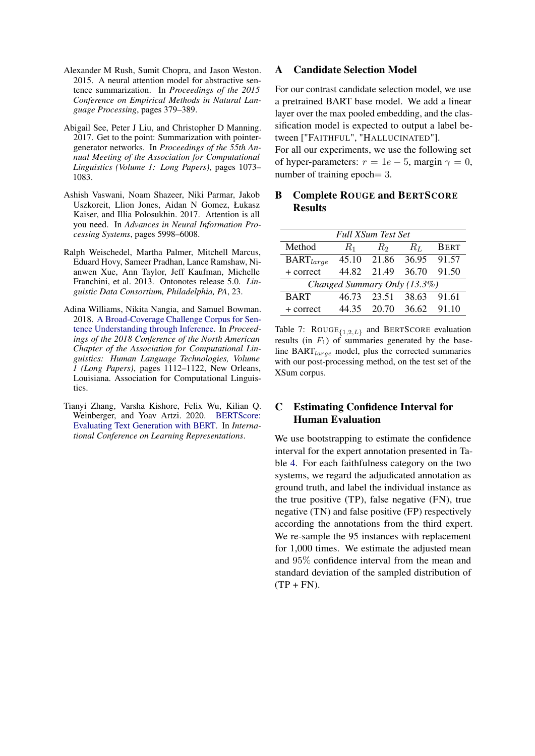Alexander M Rush, Sumit Chopra, and Jason Weston. 2015. A neural attention model for abstractive sentence summarization. In *Proceedings of the 2015 Conference on Empirical Methods in Natural Language Processing*, pages 379–389.

Abigail See, Peter J Liu, and Christopher D Manning. 2017. Get to the point: Summarization with pointer-generator networks. In *Proceedings of the 55th Annual Meeting of the Association for Computational Linguistics (Volume 1: Long Papers)*, pages 1073–1083.

Ashish Vaswani, Noam Shazeer, Niki Parmar, Jakob Uszkoreit, Llion Jones, Aidan N Gomez, Łukasz Kaiser, and Illia Polosukhin. 2017. Attention is all you need. In *Advances in Neural Information Processing Systems*, pages 5998–6008.

Ralph Weischedel, Martha Palmer, Mitchell Marcus, Eduard Hovy, Sameer Pradhan, Lance Ramshaw, Nianwen Xue, Ann Taylor, Jeff Kaufman, Michelle Franchini, et al. 2013. Ontonotes release 5.0. *Linguistic Data Consortium, Philadelphia, PA*, 23.

Adina Williams, Nikita Nangia, and Samuel Bowman. 2018. A Broad-Coverage Challenge Corpus for Sentence Understanding through Inference. In *Proceedings of the 2018 Conference of the North American Chapter of the Association for Computational Linguistics: Human Language Technologies, Volume 1 (Long Papers)*, pages 1112–1122, New Orleans, Louisiana. Association for Computational Linguistics.

Tianyi Zhang, Varsha Kishore, Felix Wu, Kilian Q. Weinberger, and Yoav Artzi. 2020. BERTScore: Evaluating Text Generation with BERT. In *International Conference on Learning Representations*.

## A Candidate Selection Model

For our contrast candidate selection model, we use a pretrained BART base model. We add a linear layer over the max pooled embedding, and the classification model is expected to output a label between ["FAITHFUL", "HALLUCINATED"].

For all our experiments, we use the following set of hyper-parameters: $r = 1e-5$, margin $\gamma = 0$, number of training epoch$= 3$.

## B Complete ROUGE and BERTSCORE Results

| *Full XSum Test Set* | | | | |
|---|---|---|---|---|
| Method | $R_1$ | $R_2$ | $R_L$ | BERT |
| BART$_{large}$ | 45.10 | 21.86 | 36.95 | 91.57 |
| + correct | 44.82 | 21.49 | 36.70 | 91.50 |
| *Changed Summary Only (13.3%)* | | | | |
| BART | 46.73 | 23.51 | 38.63 | 91.61 |
| + correct | 44.35 | 20.70 | 36.62 | 91.10 |

Table 7: ROUGE$_{\{1,2,L\}}$ and BERTSCORE evaluation results (in $F_1$) of summaries generated by the baseline BART$_{large}$ model, plus the corrected summaries with our post-processing method, on the test set of the XSum corpus.

## C Estimating Confidence Interval for Human Evaluation

We use bootstrapping to estimate the confidence interval for the expert annotation presented in Table 4. For each faithfulness category on the two systems, we regard the adjudicated annotation as ground truth, and label the individual instance as the true positive (TP), false negative (FN), true negative (TN) and false positive (FP) respectively according the annotations from the third expert. We re-sample the 95 instances with replacement for 1,000 times. We estimate the adjusted mean and 95% confidence interval from the mean and standard deviation of the sampled distribution of (TP + FN).